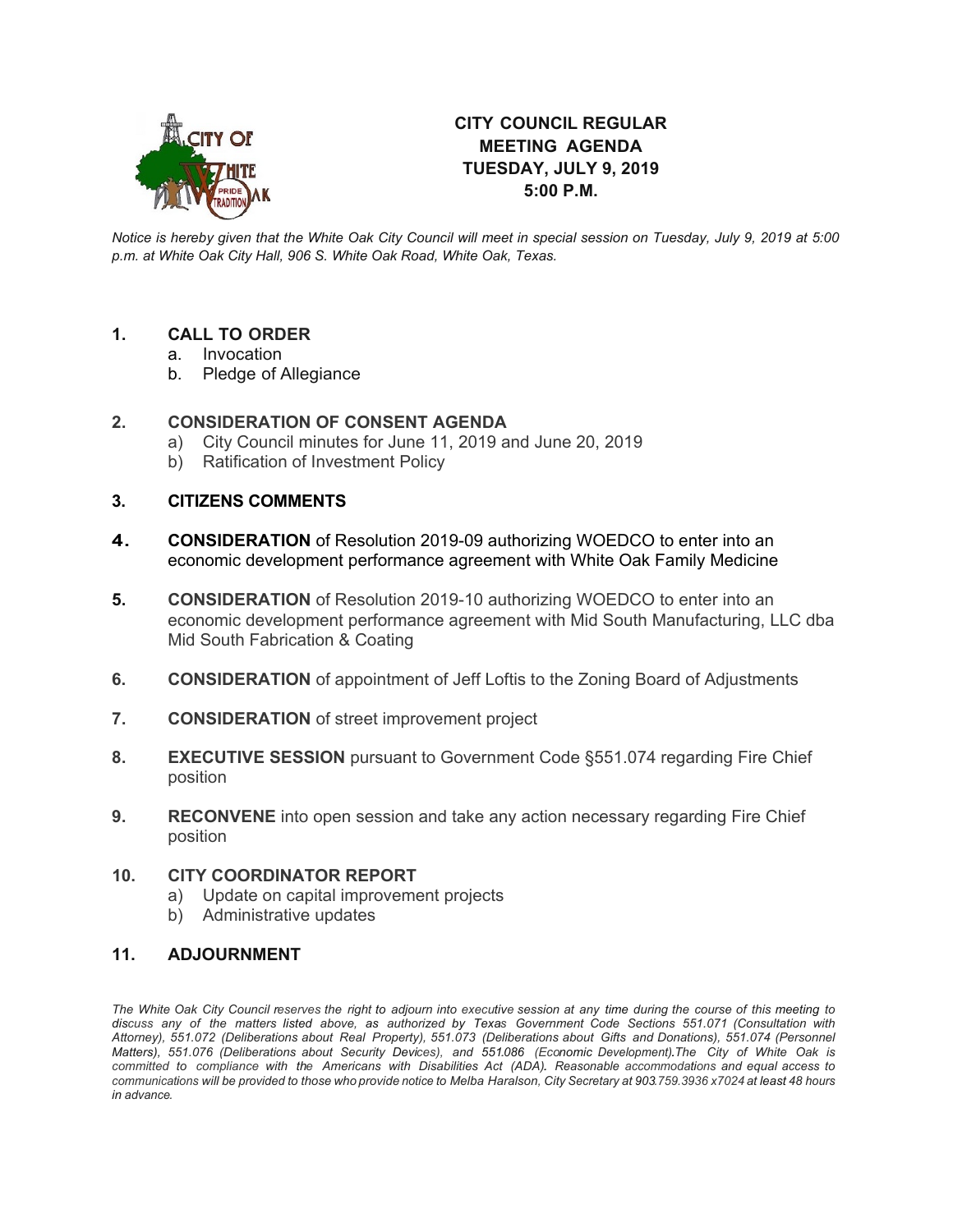# CITY COUNCIL REGULAR MEETING AGENDA
## TUESDAY, JULY 9, 2019
## 5:00 P.M.

*Notice is hereby given that the White Oak City Council will meet in special session on Tuesday, July 9, 2019 at 5:00 p.m. at White Oak City Hall, 906 S. White Oak Road, White Oak, Texas.*

**1. CALL TO ORDER**
   a. Invocation
   b. Pledge of Allegiance

**2. CONSIDERATION OF CONSENT AGENDA**
   a) City Council minutes for June 11, 2019 and June 20, 2019
   b) Ratification of Investment Policy

**3. CITIZENS COMMENTS**

**4. CONSIDERATION** of Resolution 2019-09 authorizing WOEDCO to enter into an economic development performance agreement with White Oak Family Medicine

**5. CONSIDERATION** of Resolution 2019-10 authorizing WOEDCO to enter into an economic development performance agreement with Mid South Manufacturing, LLC dba Mid South Fabrication & Coating

**6. CONSIDERATION** of appointment of Jeff Loftis to the Zoning Board of Adjustments

**7. CONSIDERATION** of street improvement project

**8. EXECUTIVE SESSION** pursuant to Government Code §551.074 regarding Fire Chief position

**9. RECONVENE** into open session and take any action necessary regarding Fire Chief position

**10. CITY COORDINATOR REPORT**
   a) Update on capital improvement projects
   b) Administrative updates

**11. ADJOURNMENT**

*The White Oak City Council reserves the right to adjourn into executive session at any time during the course of this meeting to discuss any of the matters listed above, as authorized by Texas Government Code Sections 551.071 (Consultation with Attorney), 551.072 (Deliberations about Real Property), 551.073 (Deliberations about Gifts and Donations), 551.074 (Personnel Matters), 551.076 (Deliberations about Security Devices), and 551.086 (Economic Development).The City of White Oak is committed to compliance with the Americans with Disabilities Act (ADA). Reasonable accommodations and equal access to communications will be provided to those who provide notice to Melba Haralson, City Secretary at 903.759.3936 x7024 at least 48 hours in advance.*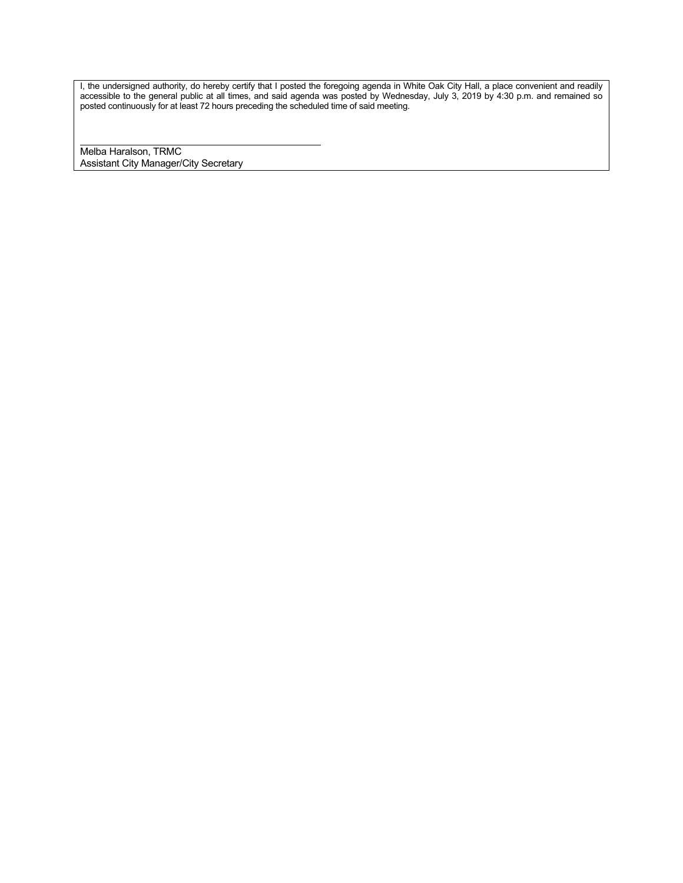I, the undersigned authority, do hereby certify that I posted the foregoing agenda in White Oak City Hall, a place convenient and readily accessible to the general public at all times, and said agenda was posted by Wednesday, July 3, 2019 by 4:30 p.m. and remained so posted continuously for at least 72 hours preceding the scheduled time of said meeting.

\_\_\_\_\_\_\_\_\_\_\_\_\_\_\_\_\_\_\_\_\_\_\_\_\_\_\_\_\_\_\_\_\_\_\_\_\_\_\_\_

Melba Haralson, TRMC
Assistant City Manager/City Secretary